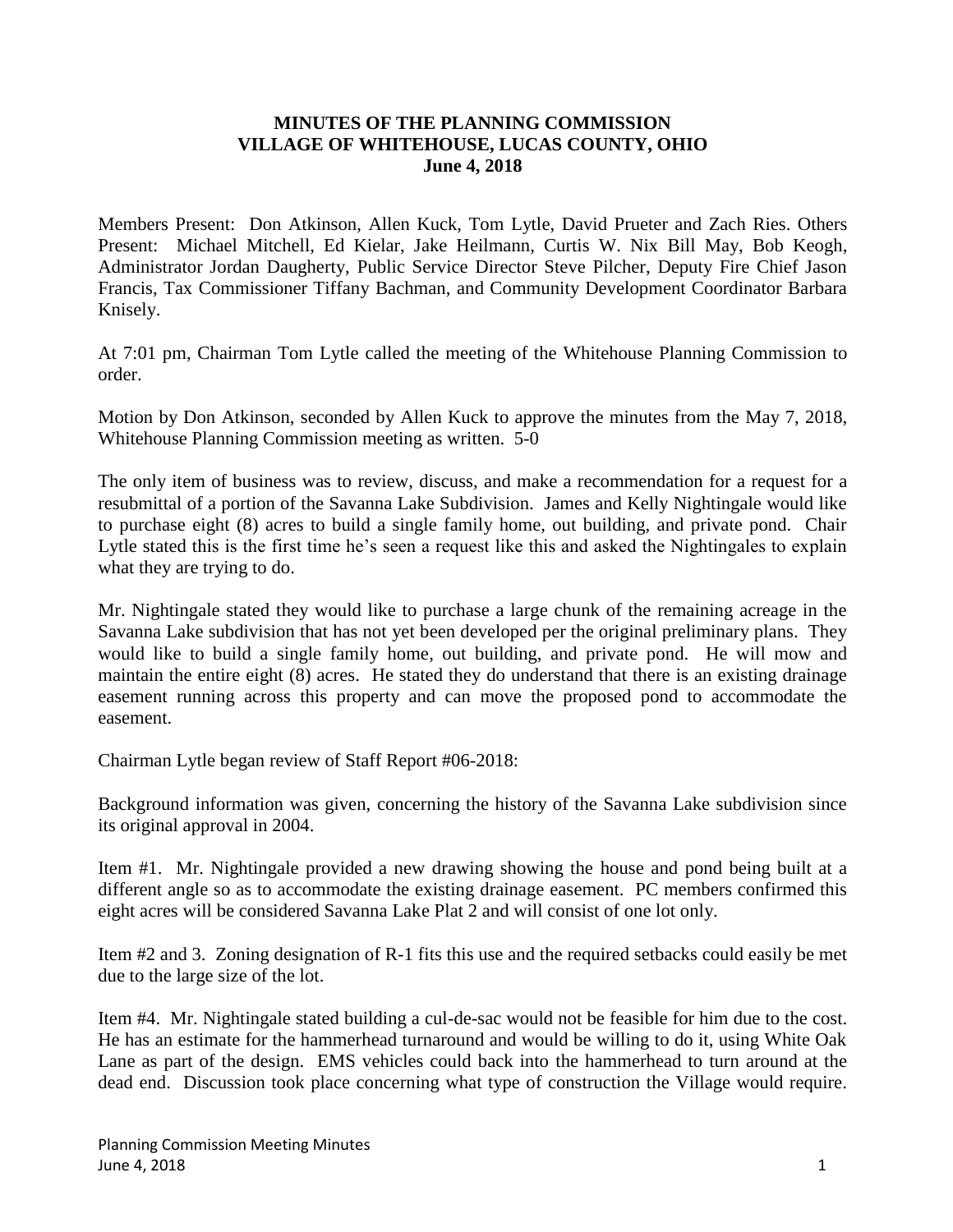**MINUTES OF THE PLANNING COMMISSION**
**VILLAGE OF WHITEHOUSE, LUCAS COUNTY, OHIO**
**June 4, 2018**

Members Present: Don Atkinson, Allen Kuck, Tom Lytle, David Prueter and Zach Ries. Others Present: Michael Mitchell, Ed Kielar, Jake Heilmann, Curtis W. Nix Bill May, Bob Keogh, Administrator Jordan Daugherty, Public Service Director Steve Pilcher, Deputy Fire Chief Jason Francis, Tax Commissioner Tiffany Bachman, and Community Development Coordinator Barbara Knisely.

At 7:01 pm, Chairman Tom Lytle called the meeting of the Whitehouse Planning Commission to order.

Motion by Don Atkinson, seconded by Allen Kuck to approve the minutes from the May 7, 2018, Whitehouse Planning Commission meeting as written. 5-0

The only item of business was to review, discuss, and make a recommendation for a request for a resubmittal of a portion of the Savanna Lake Subdivision. James and Kelly Nightingale would like to purchase eight (8) acres to build a single family home, out building, and private pond. Chair Lytle stated this is the first time he's seen a request like this and asked the Nightingales to explain what they are trying to do.

Mr. Nightingale stated they would like to purchase a large chunk of the remaining acreage in the Savanna Lake subdivision that has not yet been developed per the original preliminary plans. They would like to build a single family home, out building, and private pond. He will mow and maintain the entire eight (8) acres. He stated they do understand that there is an existing drainage easement running across this property and can move the proposed pond to accommodate the easement.

Chairman Lytle began review of Staff Report #06-2018:

Background information was given, concerning the history of the Savanna Lake subdivision since its original approval in 2004.

Item #1. Mr. Nightingale provided a new drawing showing the house and pond being built at a different angle so as to accommodate the existing drainage easement. PC members confirmed this eight acres will be considered Savanna Lake Plat 2 and will consist of one lot only.

Item #2 and 3. Zoning designation of R-1 fits this use and the required setbacks could easily be met due to the large size of the lot.

Item #4. Mr. Nightingale stated building a cul-de-sac would not be feasible for him due to the cost. He has an estimate for the hammerhead turnaround and would be willing to do it, using White Oak Lane as part of the design. EMS vehicles could back into the hammerhead to turn around at the dead end. Discussion took place concerning what type of construction the Village would require.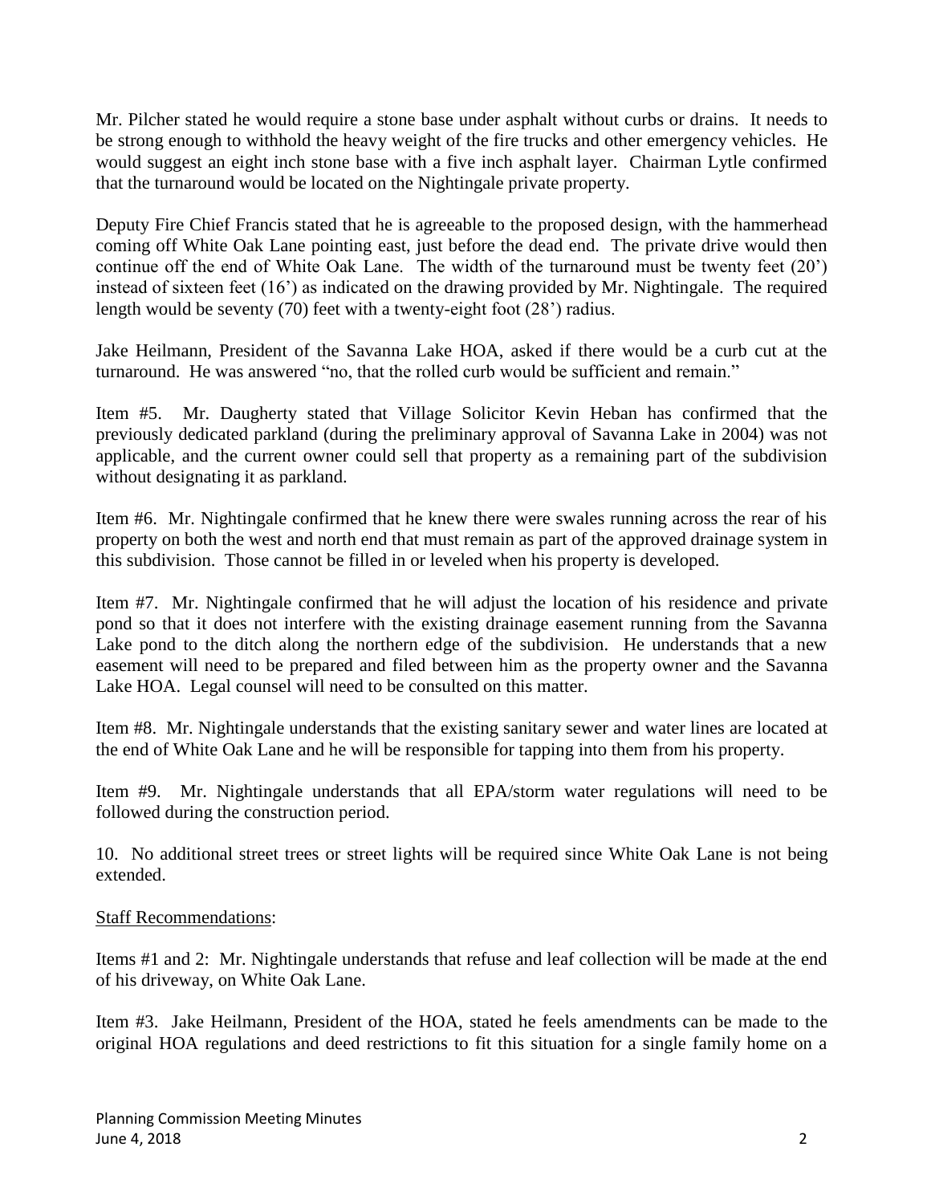Mr. Pilcher stated he would require a stone base under asphalt without curbs or drains. It needs to be strong enough to withhold the heavy weight of the fire trucks and other emergency vehicles. He would suggest an eight inch stone base with a five inch asphalt layer. Chairman Lytle confirmed that the turnaround would be located on the Nightingale private property.

Deputy Fire Chief Francis stated that he is agreeable to the proposed design, with the hammerhead coming off White Oak Lane pointing east, just before the dead end. The private drive would then continue off the end of White Oak Lane. The width of the turnaround must be twenty feet (20') instead of sixteen feet (16') as indicated on the drawing provided by Mr. Nightingale. The required length would be seventy (70) feet with a twenty-eight foot (28') radius.

Jake Heilmann, President of the Savanna Lake HOA, asked if there would be a curb cut at the turnaround. He was answered "no, that the rolled curb would be sufficient and remain."

Item #5. Mr. Daugherty stated that Village Solicitor Kevin Heban has confirmed that the previously dedicated parkland (during the preliminary approval of Savanna Lake in 2004) was not applicable, and the current owner could sell that property as a remaining part of the subdivision without designating it as parkland.

Item #6. Mr. Nightingale confirmed that he knew there were swales running across the rear of his property on both the west and north end that must remain as part of the approved drainage system in this subdivision. Those cannot be filled in or leveled when his property is developed.

Item #7. Mr. Nightingale confirmed that he will adjust the location of his residence and private pond so that it does not interfere with the existing drainage easement running from the Savanna Lake pond to the ditch along the northern edge of the subdivision. He understands that a new easement will need to be prepared and filed between him as the property owner and the Savanna Lake HOA. Legal counsel will need to be consulted on this matter.

Item #8. Mr. Nightingale understands that the existing sanitary sewer and water lines are located at the end of White Oak Lane and he will be responsible for tapping into them from his property.

Item #9. Mr. Nightingale understands that all EPA/storm water regulations will need to be followed during the construction period.

10. No additional street trees or street lights will be required since White Oak Lane is not being extended.

Staff Recommendations:

Items #1 and 2: Mr. Nightingale understands that refuse and leaf collection will be made at the end of his driveway, on White Oak Lane.

Item #3. Jake Heilmann, President of the HOA, stated he feels amendments can be made to the original HOA regulations and deed restrictions to fit this situation for a single family home on a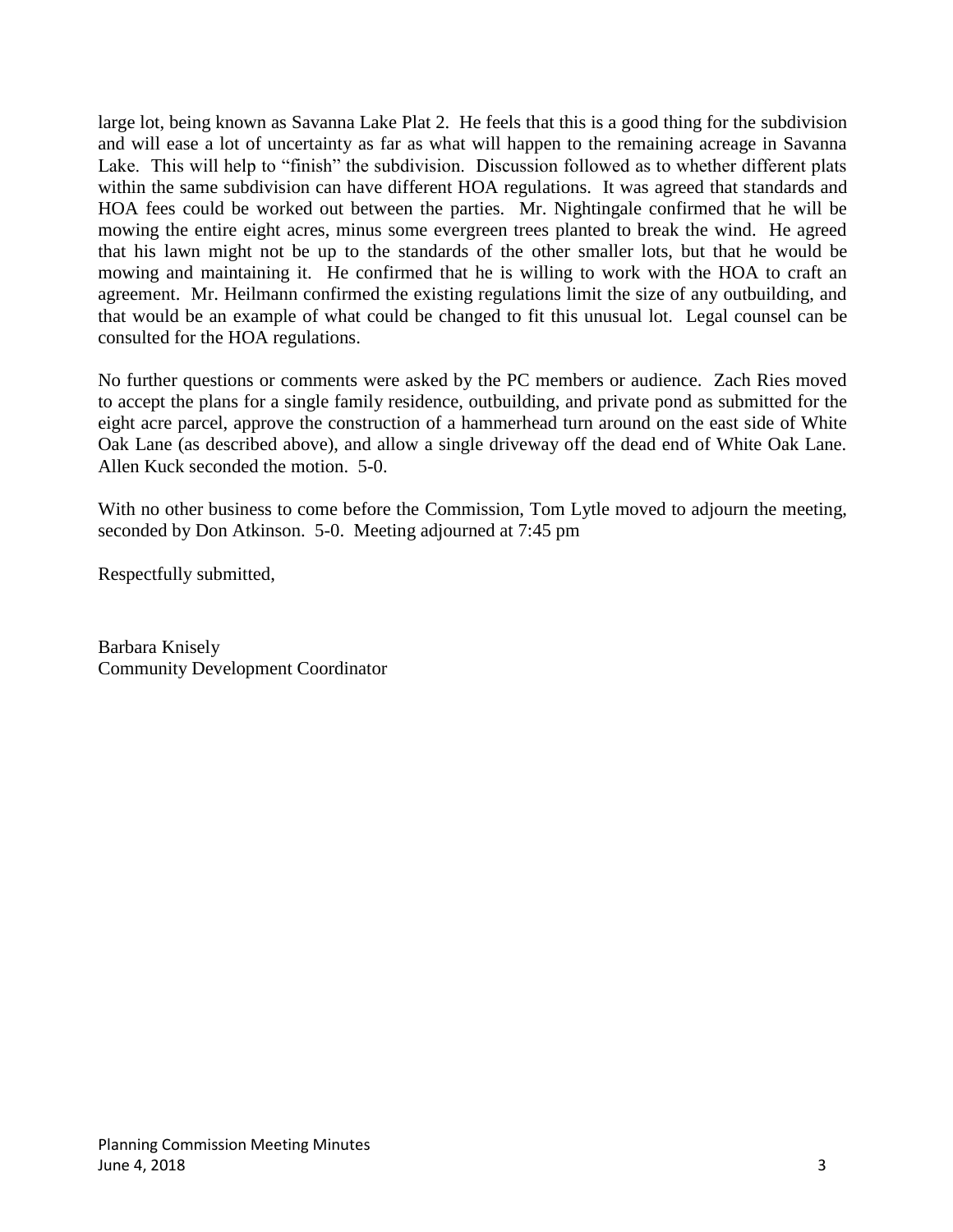large lot, being known as Savanna Lake Plat 2. He feels that this is a good thing for the subdivision and will ease a lot of uncertainty as far as what will happen to the remaining acreage in Savanna Lake. This will help to "finish" the subdivision. Discussion followed as to whether different plats within the same subdivision can have different HOA regulations. It was agreed that standards and HOA fees could be worked out between the parties. Mr. Nightingale confirmed that he will be mowing the entire eight acres, minus some evergreen trees planted to break the wind. He agreed that his lawn might not be up to the standards of the other smaller lots, but that he would be mowing and maintaining it. He confirmed that he is willing to work with the HOA to craft an agreement. Mr. Heilmann confirmed the existing regulations limit the size of any outbuilding, and that would be an example of what could be changed to fit this unusual lot. Legal counsel can be consulted for the HOA regulations.

No further questions or comments were asked by the PC members or audience. Zach Ries moved to accept the plans for a single family residence, outbuilding, and private pond as submitted for the eight acre parcel, approve the construction of a hammerhead turn around on the east side of White Oak Lane (as described above), and allow a single driveway off the dead end of White Oak Lane. Allen Kuck seconded the motion. 5-0.

With no other business to come before the Commission, Tom Lytle moved to adjourn the meeting, seconded by Don Atkinson. 5-0. Meeting adjourned at 7:45 pm

Respectfully submitted,

Barbara Knisely
Community Development Coordinator